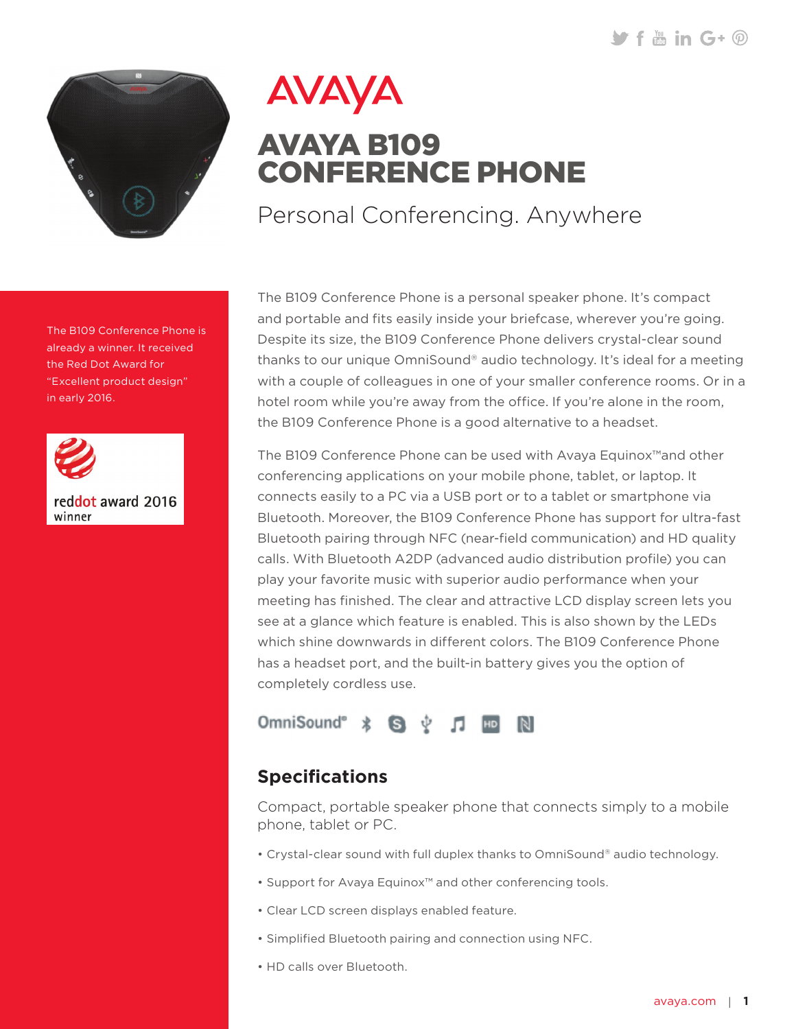AVAYA

# AVAYA B109 CONFERENCE PHONE

Personal Conferencing. Anywhere

The B109 Conference Phone is already a winner. It received the Red Dot Award for "Excellent product design" in early 2016.

reddot award 2016 winner

The B109 Conference Phone is a personal speaker phone. It's compact and portable and fits easily inside your briefcase, wherever you're going. Despite its size, the B109 Conference Phone delivers crystal-clear sound thanks to our unique OmniSound® audio technology. It's ideal for a meeting with a couple of colleagues in one of your smaller conference rooms. Or in a hotel room while you're away from the office. If you're alone in the room, the B109 Conference Phone is a good alternative to a headset.

The B109 Conference Phone can be used with Avaya Equinox™and other conferencing applications on your mobile phone, tablet, or laptop. It connects easily to a PC via a USB port or to a tablet or smartphone via Bluetooth. Moreover, the B109 Conference Phone has support for ultra-fast Bluetooth pairing through NFC (near-field communication) and HD quality calls. With Bluetooth A2DP (advanced audio distribution profile) you can play your favorite music with superior audio performance when your meeting has finished. The clear and attractive LCD display screen lets you see at a glance which feature is enabled. This is also shown by the LEDs which shine downwards in different colors. The B109 Conference Phone has a headset port, and the built-in battery gives you the option of completely cordless use.

OmniSound®

## Specifications

Compact, portable speaker phone that connects simply to a mobile phone, tablet or PC.

- Crystal-clear sound with full duplex thanks to OmniSound® audio technology.
- Support for Avaya Equinox™ and other conferencing tools.
- Clear LCD screen displays enabled feature.
- Simplified Bluetooth pairing and connection using NFC.
- HD calls over Bluetooth.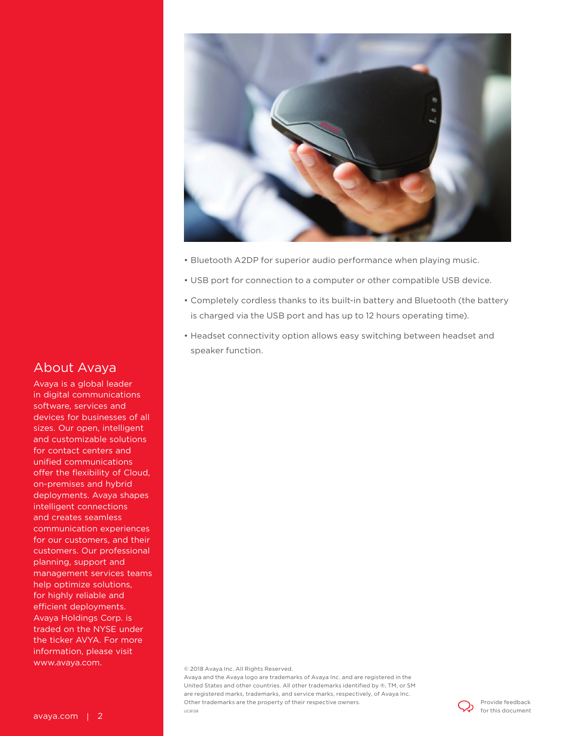- Bluetooth A2DP for superior audio performance when playing music.
- USB port for connection to a computer or other compatible USB device.
- Completely cordless thanks to its built-in battery and Bluetooth (the battery is charged via the USB port and has up to 12 hours operating time).
- Headset connectivity option allows easy switching between headset and speaker function.

## About Avaya

Avaya is a global leader in digital communications software, services and devices for businesses of all sizes. Our open, intelligent and customizable solutions for contact centers and unified communications offer the flexibility of Cloud, on-premises and hybrid deployments. Avaya shapes intelligent connections and creates seamless communication experiences for our customers, and their customers. Our professional planning, support and management services teams help optimize solutions, for highly reliable and efficient deployments. Avaya Holdings Corp. is traded on the NYSE under the ticker AVYA. For more information, please visit www.avaya.com.

© 2018 Avaya Inc. All Rights Reserved.
Avaya and the Avaya logo are trademarks of Avaya Inc. and are registered in the United States and other countries. All other trademarks identified by ®, TM, or SM are registered marks, trademarks, and service marks, respectively, of Avaya Inc. Other trademarks are the property of their respective owners.
UC8138

Provide feedback for this document